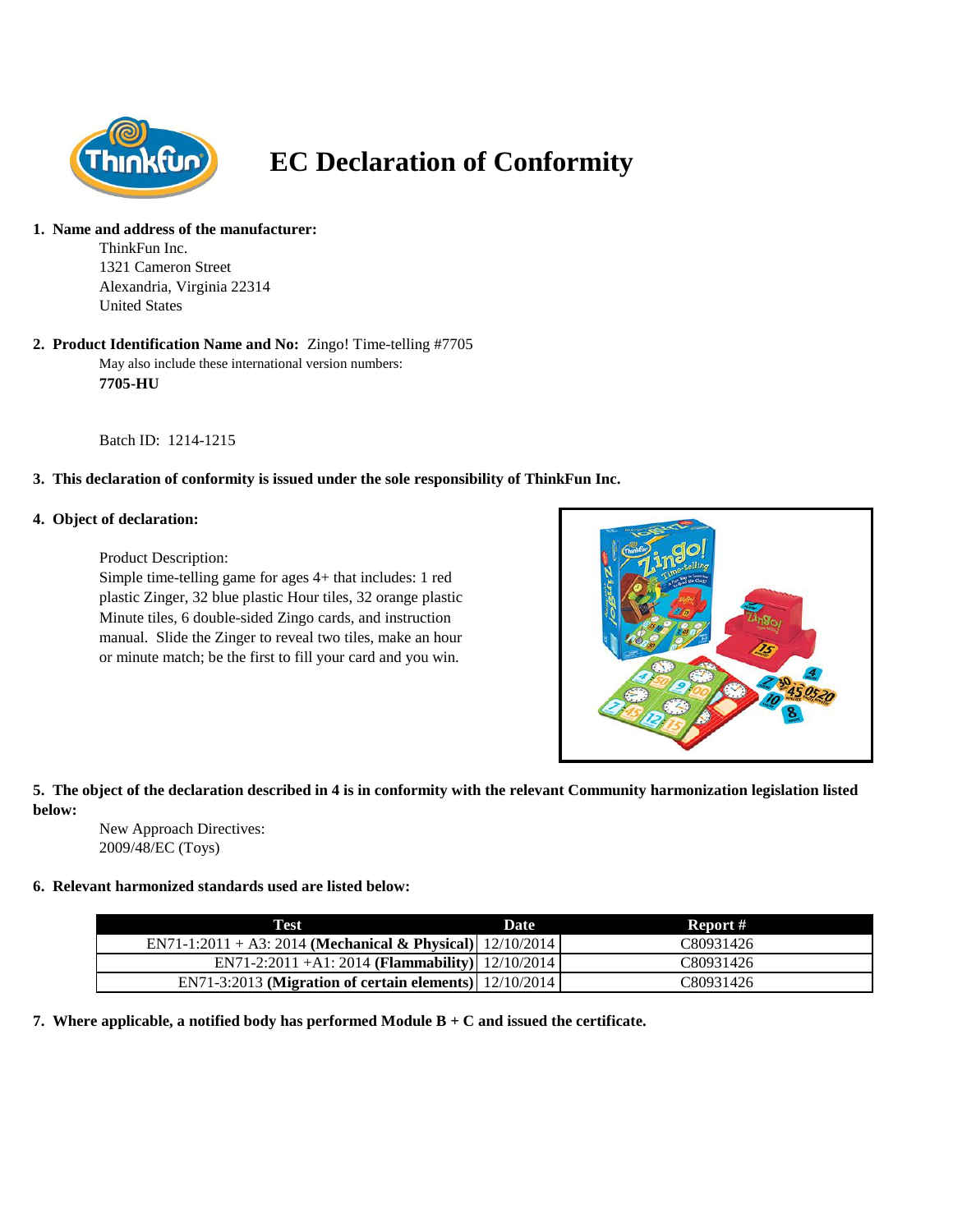# EC Declaration of Conformity

**1. Name and address of the manufacturer:**

ThinkFun Inc.
1321 Cameron Street
Alexandria, Virginia 22314
United States

**2. Product Identification Name and No:** Zingo! Time-telling #7705

May also include these international version numbers:
**7705-HU**

Batch ID: 1214-1215

**3. This declaration of conformity is issued under the sole responsibility of ThinkFun Inc.**

**4. Object of declaration:**

Product Description:
Simple time-telling game for ages 4+ that includes: 1 red plastic Zinger, 32 blue plastic Hour tiles, 32 orange plastic Minute tiles, 6 double-sided Zingo cards, and instruction manual. Slide the Zinger to reveal two tiles, make an hour or minute match; be the first to fill your card and you win.

**5. The object of the declaration described in 4 is in conformity with the relevant Community harmonization legislation listed below:**

New Approach Directives:
2009/48/EC (Toys)

**6. Relevant harmonized standards used are listed below:**

| Test | Date | Report # |
|---|---|---|
| EN71-1:2011 + A3: 2014 **(Mechanical & Physical)** | 12/10/2014 | C80931426 |
| EN71-2:2011 +A1: 2014 **(Flammability)** | 12/10/2014 | C80931426 |
| EN71-3:2013 **(Migration of certain elements)** | 12/10/2014 | C80931426 |

**7. Where applicable, a notified body has performed Module B + C and issued the certificate.**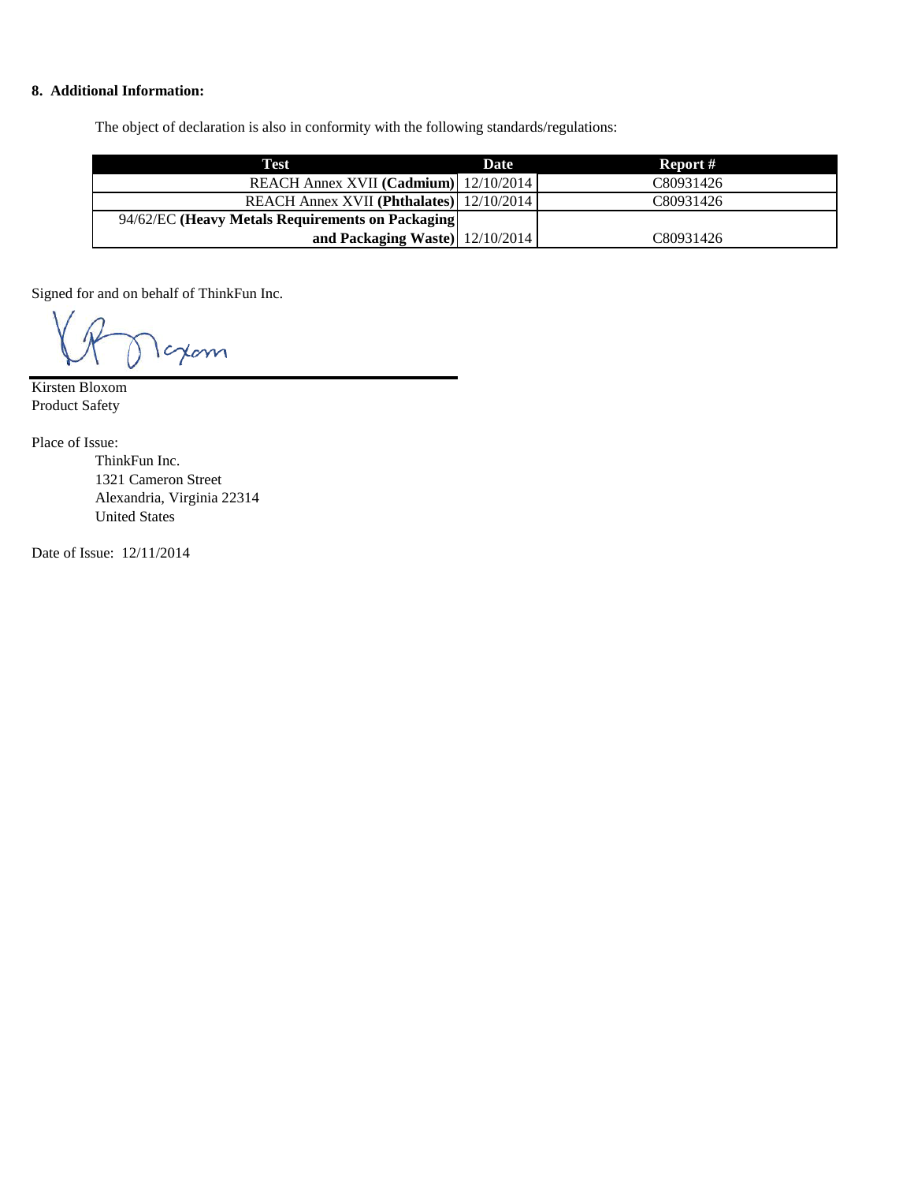**8. Additional Information:**

The object of declaration is also in conformity with the following standards/regulations:

| Test | Date | Report # |
|---|---|---|
| REACH Annex XVII **(Cadmium)** | 12/10/2014 | C80931426 |
| REACH Annex XVII **(Phthalates)** | 12/10/2014 | C80931426 |
| 94/62/EC **(Heavy Metals Requirements on Packaging and Packaging Waste)** | 12/10/2014 | C80931426 |

Signed for and on behalf of ThinkFun Inc.

Kirsten Bloxom
Product Safety

Place of Issue:

ThinkFun Inc.
1321 Cameron Street
Alexandria, Virginia 22314
United States

Date of Issue: 12/11/2014